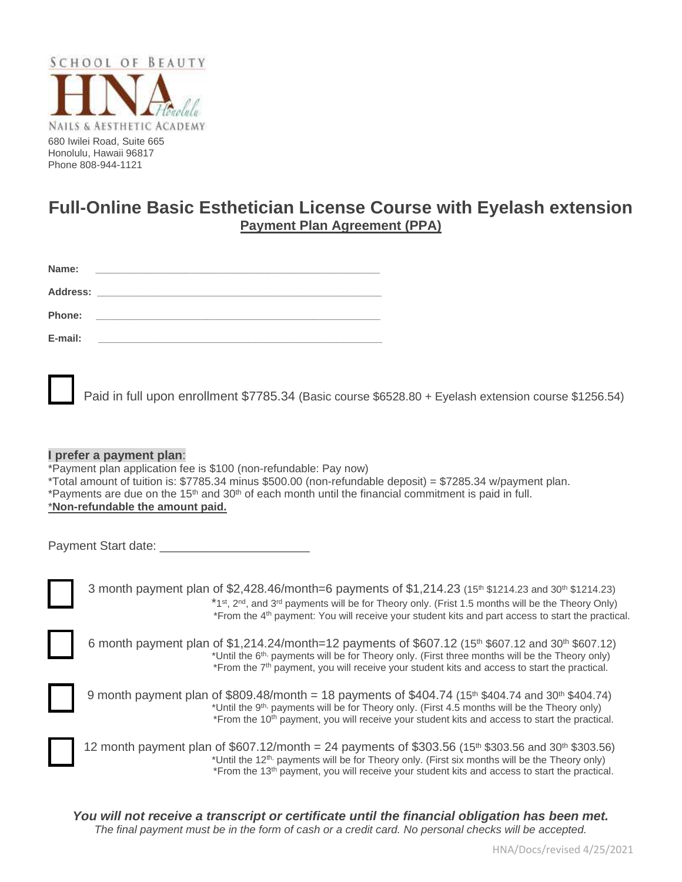SCHOOL OF BEAUTY

HNA Honolulu

NAILS & AESTHETIC ACADEMY

680 Iwilei Road, Suite 665
Honolulu, Hawaii 96817
Phone 808-944-1121

# Full-Online Basic Esthetician License Course with Eyelash extension

## Payment Plan Agreement (PPA)

**Name:** ______________________________________________

**Address:** ______________________________________________

**Phone:** ______________________________________________

**E-mail:** ______________________________________________

☐ Paid in full upon enrollment $7785.34 (Basic course $6528.80 + Eyelash extension course $1256.54)

**I prefer a payment plan**:

*Payment plan application fee is $100 (non-refundable: Pay now)
*Total amount of tuition is: $7785.34 minus $500.00 (non-refundable deposit) = $7285.34 w/payment plan.
*Payments are due on the 15th and 30th of each month until the financial commitment is paid in full.
***Non-refundable the amount paid.**

Payment Start date: ____________________

☐ 3 month payment plan of $2,428.46/month=6 payments of $1,214.23 (15th $1214.23 and 30th $1214.23)
*1st, 2nd, and 3rd payments will be for Theory only. (Frist 1.5 months will be the Theory Only)
*From the 4th payment: You will receive your student kits and part access to start the practical.

☐ 6 month payment plan of $1,214.24/month=12 payments of $607.12 (15th $607.12 and 30th $607.12)
*Until the 6th, payments will be for Theory only. (First three months will be the Theory only)
*From the 7th payment, you will receive your student kits and access to start the practical.

☐ 9 month payment plan of $809.48/month = 18 payments of $404.74 (15th $404.74 and 30th $404.74)
*Until the 9th, payments will be for Theory only. (First 4.5 months will be the Theory only)
*From the 10th payment, you will receive your student kits and access to start the practical.

☐ 12 month payment plan of $607.12/month = 24 payments of $303.56 (15th $303.56 and 30th $303.56)
*Until the 12th, payments will be for Theory only. (First six months will be the Theory only)
*From the 13th payment, you will receive your student kits and access to start the practical.

***You will not receive a transcript or certificate until the financial obligation has been met.***
*The final payment must be in the form of cash or a credit card. No personal checks will be accepted.*

HNA/Docs/revised 4/25/2021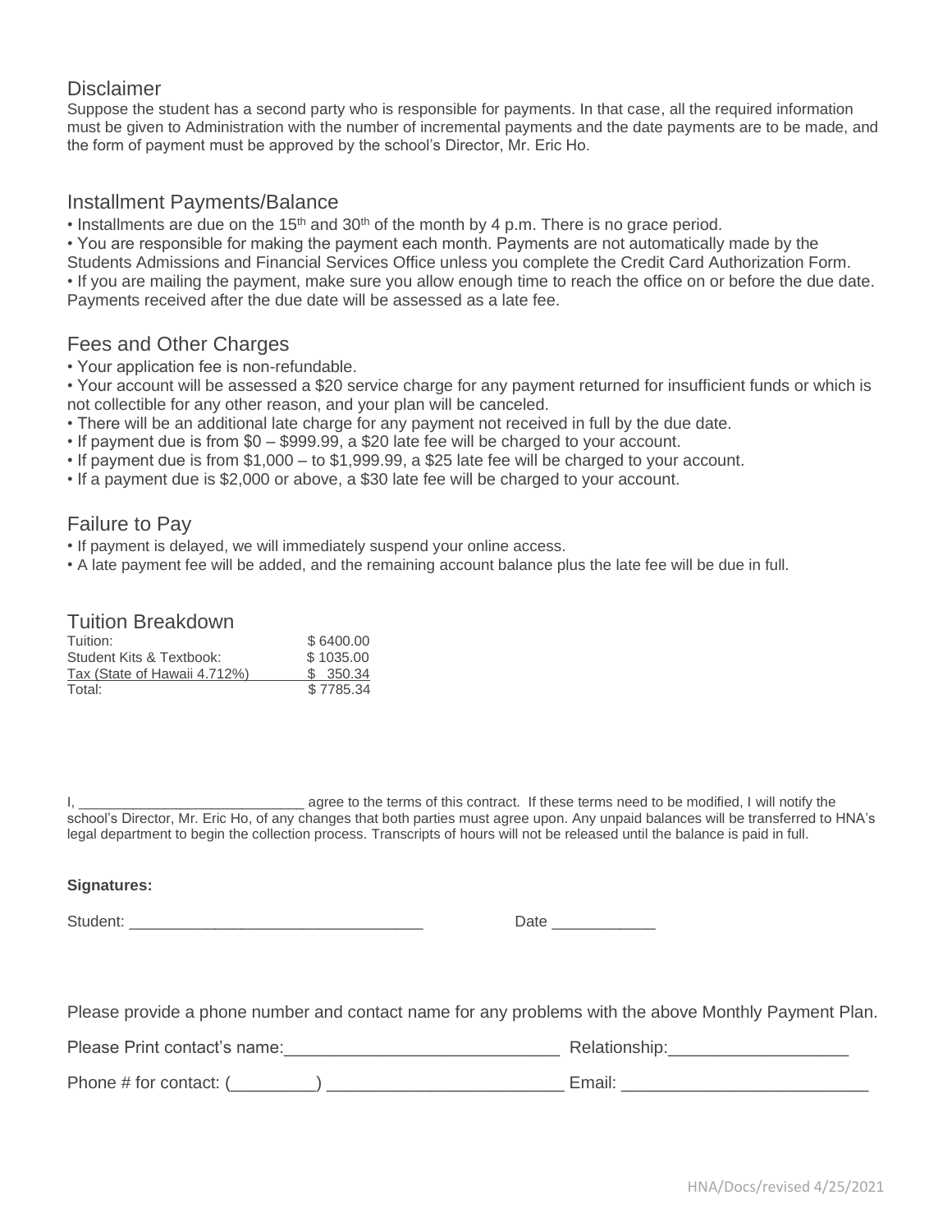## Disclaimer

Suppose the student has a second party who is responsible for payments. In that case, all the required information must be given to Administration with the number of incremental payments and the date payments are to be made, and the form of payment must be approved by the school's Director, Mr. Eric Ho.

## Installment Payments/Balance

• Installments are due on the 15th and 30th of the month by 4 p.m. There is no grace period.
• You are responsible for making the payment each month. Payments are not automatically made by the Students Admissions and Financial Services Office unless you complete the Credit Card Authorization Form.
• If you are mailing the payment, make sure you allow enough time to reach the office on or before the due date. Payments received after the due date will be assessed as a late fee.

## Fees and Other Charges

• Your application fee is non-refundable.
• Your account will be assessed a $20 service charge for any payment returned for insufficient funds or which is not collectible for any other reason, and your plan will be canceled.
• There will be an additional late charge for any payment not received in full by the due date.
• If payment due is from $0 – $999.99, a $20 late fee will be charged to your account.
• If payment due is from $1,000 – to $1,999.99, a $25 late fee will be charged to your account.
• If a payment due is $2,000 or above, a $30 late fee will be charged to your account.

## Failure to Pay

• If payment is delayed, we will immediately suspend your online access.
• A late payment fee will be added, and the remaining account balance plus the late fee will be due in full.

## Tuition Breakdown

| | |
|---|---|
| Tuition: | $ 6400.00 |
| Student Kits & Textbook: | $ 1035.00 |
| Tax (State of Hawaii 4.712%) | $ 350.34 |
| Total: | $ 7785.34 |

I, ___________________________ agree to the terms of this contract. If these terms need to be modified, I will notify the school's Director, Mr. Eric Ho, of any changes that both parties must agree upon. Any unpaid balances will be transferred to HNA's legal department to begin the collection process. Transcripts of hours will not be released until the balance is paid in full.

**Signatures:**

Student: _________________________________ Date ____________

Please provide a phone number and contact name for any problems with the above Monthly Payment Plan.

Please Print contact's name:_____________________________ Relationship:___________________

Phone # for contact: (_________) _________________________ Email: __________________________